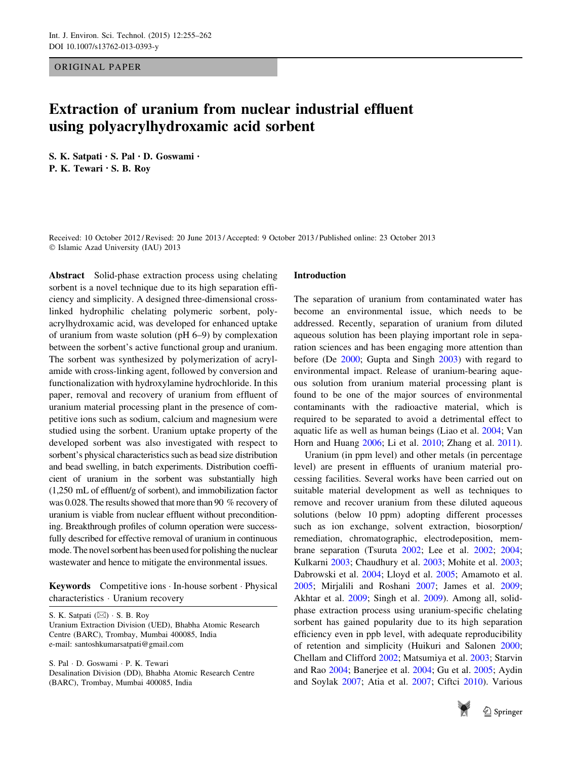ORIGINAL PAPER

# Extraction of uranium from nuclear industrial effluent using polyacrylhydroxamic acid sorbent

S. K. Satpati · S. Pal · D. Goswami · P. K. Tewari · S. B. Roy

Received: 10 October 2012 / Revised: 20 June 2013 / Accepted: 9 October 2013 / Published online: 23 October 2013
© Islamic Azad University (IAU) 2013

**Abstract** Solid-phase extraction process using chelating sorbent is a novel technique due to its high separation efficiency and simplicity. A designed three-dimensional cross-linked hydrophilic chelating polymeric sorbent, polyacrylhydroxamic acid, was developed for enhanced uptake of uranium from waste solution (pH 6–9) by complexation between the sorbent's active functional group and uranium. The sorbent was synthesized by polymerization of acrylamide with cross-linking agent, followed by conversion and functionalization with hydroxylamine hydrochloride. In this paper, removal and recovery of uranium from effluent of uranium material processing plant in the presence of competitive ions such as sodium, calcium and magnesium were studied using the sorbent. Uranium uptake property of the developed sorbent was also investigated with respect to sorbent's physical characteristics such as bead size distribution and bead swelling, in batch experiments. Distribution coefficient of uranium in the sorbent was substantially high (1,250 mL of effluent/g of sorbent), and immobilization factor was 0.028. The results showed that more than 90 % recovery of uranium is viable from nuclear effluent without preconditioning. Breakthrough profiles of column operation were successfully described for effective removal of uranium in continuous mode. The novel sorbent has been used for polishing the nuclear wastewater and hence to mitigate the environmental issues.

**Keywords** Competitive ions · In-house sorbent · Physical characteristics · Uranium recovery

S. K. Satpati (✉) · S. B. Roy
Uranium Extraction Division (UED), Bhabha Atomic Research Centre (BARC), Trombay, Mumbai 400085, India
e-mail: santoshkumarsatpati@gmail.com

S. Pal · D. Goswami · P. K. Tewari
Desalination Division (DD), Bhabha Atomic Research Centre (BARC), Trombay, Mumbai 400085, India

## Introduction

The separation of uranium from contaminated water has become an environmental issue, which needs to be addressed. Recently, separation of uranium from diluted aqueous solution has been playing important role in separation sciences and has been engaging more attention than before (De 2000; Gupta and Singh 2003) with regard to environmental impact. Release of uranium-bearing aqueous solution from uranium material processing plant is found to be one of the major sources of environmental contaminants with the radioactive material, which is required to be separated to avoid a detrimental effect to aquatic life as well as human beings (Liao et al. 2004; Van Horn and Huang 2006; Li et al. 2010; Zhang et al. 2011).

Uranium (in ppm level) and other metals (in percentage level) are present in effluents of uranium material processing facilities. Several works have been carried out on suitable material development as well as techniques to remove and recover uranium from these diluted aqueous solutions (below 10 ppm) adopting different processes such as ion exchange, solvent extraction, biosorption/remediation, chromatographic, electrodeposition, membrane separation (Tsuruta 2002; Lee et al. 2002; 2004; Kulkarni 2003; Chaudhury et al. 2003; Mohite et al. 2003; Dabrowski et al. 2004; Lloyd et al. 2005; Amamoto et al. 2005; Mirjalili and Roshani 2007; James et al. 2009; Akhtar et al. 2009; Singh et al. 2009). Among all, solid-phase extraction process using uranium-specific chelating sorbent has gained popularity due to its high separation efficiency even in ppb level, with adequate reproducibility of retention and simplicity (Huikuri and Salonen 2000; Chellam and Clifford 2002; Matsumiya et al. 2003; Starvin and Rao 2004; Banerjee et al. 2004; Gu et al. 2005; Aydin and Soylak 2007; Atia et al. 2007; Ciftci 2010). Various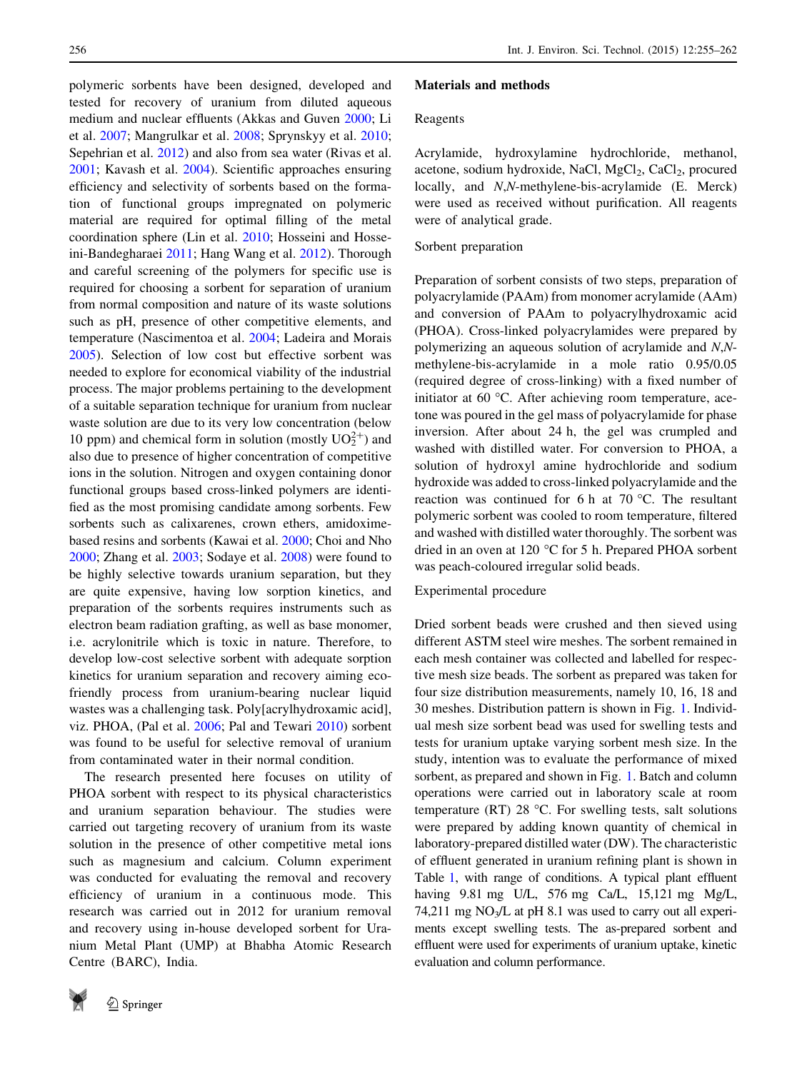polymeric sorbents have been designed, developed and tested for recovery of uranium from diluted aqueous medium and nuclear effluents (Akkas and Guven 2000; Li et al. 2007; Mangrulkar et al. 2008; Sprynskyy et al. 2010; Sepehrian et al. 2012) and also from sea water (Rivas et al. 2001; Kavash et al. 2004). Scientific approaches ensuring efficiency and selectivity of sorbents based on the formation of functional groups impregnated on polymeric material are required for optimal filling of the metal coordination sphere (Lin et al. 2010; Hosseini and Hosseini-Bandegharaei 2011; Hang Wang et al. 2012). Thorough and careful screening of the polymers for specific use is required for choosing a sorbent for separation of uranium from normal composition and nature of its waste solutions such as pH, presence of other competitive elements, and temperature (Nascimentoa et al. 2004; Ladeira and Morais 2005). Selection of low cost but effective sorbent was needed to explore for economical viability of the industrial process. The major problems pertaining to the development of a suitable separation technique for uranium from nuclear waste solution are due to its very low concentration (below 10 ppm) and chemical form in solution (mostly $UO_2^{2+}$) and also due to presence of higher concentration of competitive ions in the solution. Nitrogen and oxygen containing donor functional groups based cross-linked polymers are identified as the most promising candidate among sorbents. Few sorbents such as calixarenes, crown ethers, amidoxime-based resins and sorbents (Kawai et al. 2000; Choi and Nho 2000; Zhang et al. 2003; Sodaye et al. 2008) were found to be highly selective towards uranium separation, but they are quite expensive, having low sorption kinetics, and preparation of the sorbents requires instruments such as electron beam radiation grafting, as well as base monomer, i.e. acrylonitrile which is toxic in nature. Therefore, to develop low-cost selective sorbent with adequate sorption kinetics for uranium separation and recovery aiming eco-friendly process from uranium-bearing nuclear liquid wastes was a challenging task. Poly[acrylhydroxamic acid], viz. PHOA, (Pal et al. 2006; Pal and Tewari 2010) sorbent was found to be useful for selective removal of uranium from contaminated water in their normal condition.

The research presented here focuses on utility of PHOA sorbent with respect to its physical characteristics and uranium separation behaviour. The studies were carried out targeting recovery of uranium from its waste solution in the presence of other competitive metal ions such as magnesium and calcium. Column experiment was conducted for evaluating the removal and recovery efficiency of uranium in a continuous mode. This research was carried out in 2012 for uranium removal and recovery using in-house developed sorbent for Uranium Metal Plant (UMP) at Bhabha Atomic Research Centre (BARC), India.

## Materials and methods

### Reagents

Acrylamide, hydroxylamine hydrochloride, methanol, acetone, sodium hydroxide, NaCl, $MgCl_2$, $CaCl_2$, procured locally, and *N*,*N*-methylene-bis-acrylamide (E. Merck) were used as received without purification. All reagents were of analytical grade.

### Sorbent preparation

Preparation of sorbent consists of two steps, preparation of polyacrylamide (PAAm) from monomer acrylamide (AAm) and conversion of PAAm to polyacrylhydroxamic acid (PHOA). Cross-linked polyacrylamides were prepared by polymerizing an aqueous solution of acrylamide and *N*,*N*-methylene-bis-acrylamide in a mole ratio 0.95/0.05 (required degree of cross-linking) with a fixed number of initiator at 60 °C. After achieving room temperature, acetone was poured in the gel mass of polyacrylamide for phase inversion. After about 24 h, the gel was crumpled and washed with distilled water. For conversion to PHOA, a solution of hydroxyl amine hydrochloride and sodium hydroxide was added to cross-linked polyacrylamide and the reaction was continued for 6 h at 70 °C. The resultant polymeric sorbent was cooled to room temperature, filtered and washed with distilled water thoroughly. The sorbent was dried in an oven at 120 °C for 5 h. Prepared PHOA sorbent was peach-coloured irregular solid beads.

### Experimental procedure

Dried sorbent beads were crushed and then sieved using different ASTM steel wire meshes. The sorbent remained in each mesh container was collected and labelled for respective mesh size beads. The sorbent as prepared was taken for four size distribution measurements, namely 10, 16, 18 and 30 meshes. Distribution pattern is shown in Fig. 1. Individual mesh size sorbent bead was used for swelling tests and tests for uranium uptake varying sorbent mesh size. In the study, intention was to evaluate the performance of mixed sorbent, as prepared and shown in Fig. 1. Batch and column operations were carried out in laboratory scale at room temperature (RT) 28 °C. For swelling tests, salt solutions were prepared by adding known quantity of chemical in laboratory-prepared distilled water (DW). The characteristic of effluent generated in uranium refining plant is shown in Table 1, with range of conditions. A typical plant effluent having 9.81 mg U/L, 576 mg Ca/L, 15,121 mg Mg/L, 74,211 mg $NO_3$/L at pH 8.1 was used to carry out all experiments except swelling tests. The as-prepared sorbent and effluent were used for experiments of uranium uptake, kinetic evaluation and column performance.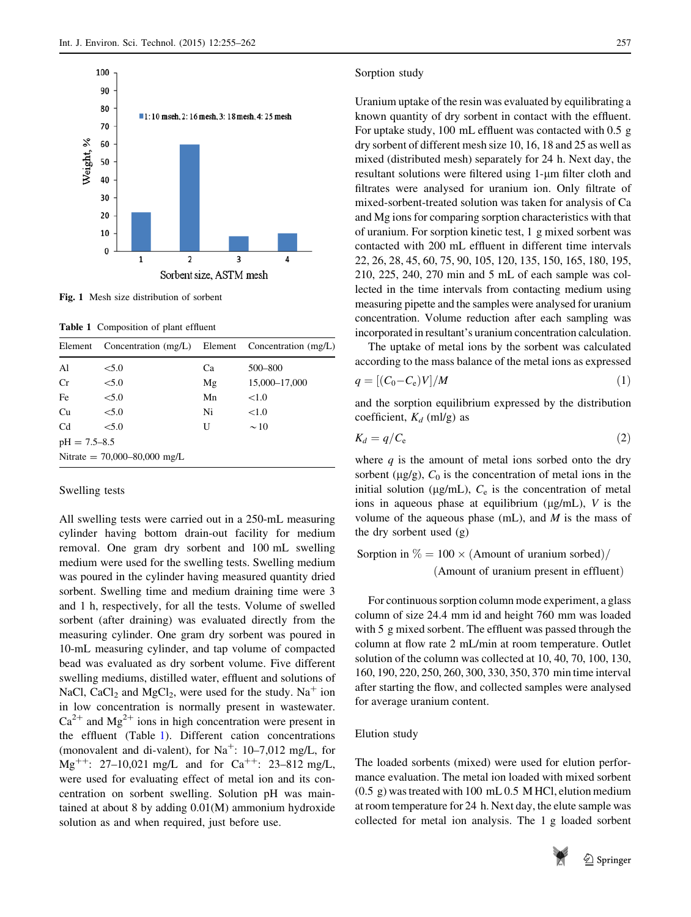Fig. 1 Mesh size distribution of sorbent

Table 1 Composition of plant effluent

| Element | Concentration (mg/L) | Element | Concentration (mg/L) |
|---|---|---|---|
| Al | <5.0 | Ca | 500–800 |
| Cr | <5.0 | Mg | 15,000–17,000 |
| Fe | <5.0 | Mn | <1.0 |
| Cu | <5.0 | Ni | <1.0 |
| Cd | <5.0 | U | ~10 |
| pH = 7.5–8.5 | | | |
| Nitrate = 70,000–80,000 mg/L | | | |

### Swelling tests

All swelling tests were carried out in a 250-mL measuring cylinder having bottom drain-out facility for medium removal. One gram dry sorbent and 100 mL swelling medium were used for the swelling tests. Swelling medium was poured in the cylinder having measured quantity dried sorbent. Swelling time and medium draining time were 3 and 1 h, respectively, for all the tests. Volume of swelled sorbent (after draining) was evaluated directly from the measuring cylinder. One gram dry sorbent was poured in 10-mL measuring cylinder, and tap volume of compacted bead was evaluated as dry sorbent volume. Five different swelling mediums, distilled water, effluent and solutions of NaCl, $CaCl_2$ and $MgCl_2$, were used for the study. $Na^+$ ion in low concentration is normally present in wastewater. $Ca^{2+}$ and $Mg^{2+}$ ions in high concentration were present in the effluent (Table 1). Different cation concentrations (monovalent and di-valent), for $Na^+$: 10–7,012 mg/L, for $Mg^{++}$: 27–10,021 mg/L and for $Ca^{++}$: 23–812 mg/L, were used for evaluating effect of metal ion and its concentration on sorbent swelling. Solution pH was maintained at about 8 by adding 0.01(M) ammonium hydroxide solution as and when required, just before use.

### Sorption study

Uranium uptake of the resin was evaluated by equilibrating a known quantity of dry sorbent in contact with the effluent. For uptake study, 100 mL effluent was contacted with 0.5 g dry sorbent of different mesh size 10, 16, 18 and 25 as well as mixed (distributed mesh) separately for 24 h. Next day, the resultant solutions were filtered using 1-μm filter cloth and filtrates were analysed for uranium ion. Only filtrate of mixed-sorbent-treated solution was taken for analysis of Ca and Mg ions for comparing sorption characteristics with that of uranium. For sorption kinetic test, 1 g mixed sorbent was contacted with 200 mL effluent in different time intervals 22, 26, 28, 45, 60, 75, 90, 105, 120, 135, 150, 165, 180, 195, 210, 225, 240, 270 min and 5 mL of each sample was collected in the time intervals from contacting medium using measuring pipette and the samples were analysed for uranium concentration. Volume reduction after each sampling was incorporated in resultant's uranium concentration calculation.

The uptake of metal ions by the sorbent was calculated according to the mass balance of the metal ions as expressed

$$q = [(C_0 - C_e)V]/M \tag{1}$$

and the sorption equilibrium expressed by the distribution coefficient, $K_d$ (ml/g) as

$$K_d = q/C_e \tag{2}$$

where $q$ is the amount of metal ions sorbed onto the dry sorbent (μg/g), $C_0$ is the concentration of metal ions in the initial solution (μg/mL), $C_e$ is the concentration of metal ions in aqueous phase at equilibrium (μg/mL), $V$ is the volume of the aqueous phase (mL), and $M$ is the mass of the dry sorbent used (g)

$$\text{Sorption in } \% = 100 \times (\text{Amount of uranium sorbed})/(\text{Amount of uranium present in effluent})$$

For continuous sorption column mode experiment, a glass column of size 24.4 mm id and height 760 mm was loaded with 5 g mixed sorbent. The effluent was passed through the column at flow rate 2 mL/min at room temperature. Outlet solution of the column was collected at 10, 40, 70, 100, 130, 160, 190, 220, 250, 260, 300, 330, 350, 370 min time interval after starting the flow, and collected samples were analysed for average uranium content.

### Elution study

The loaded sorbents (mixed) were used for elution performance evaluation. The metal ion loaded with mixed sorbent (0.5 g) was treated with 100 mL 0.5 M HCl, elution medium at room temperature for 24 h. Next day, the elute sample was collected for metal ion analysis. The 1 g loaded sorbent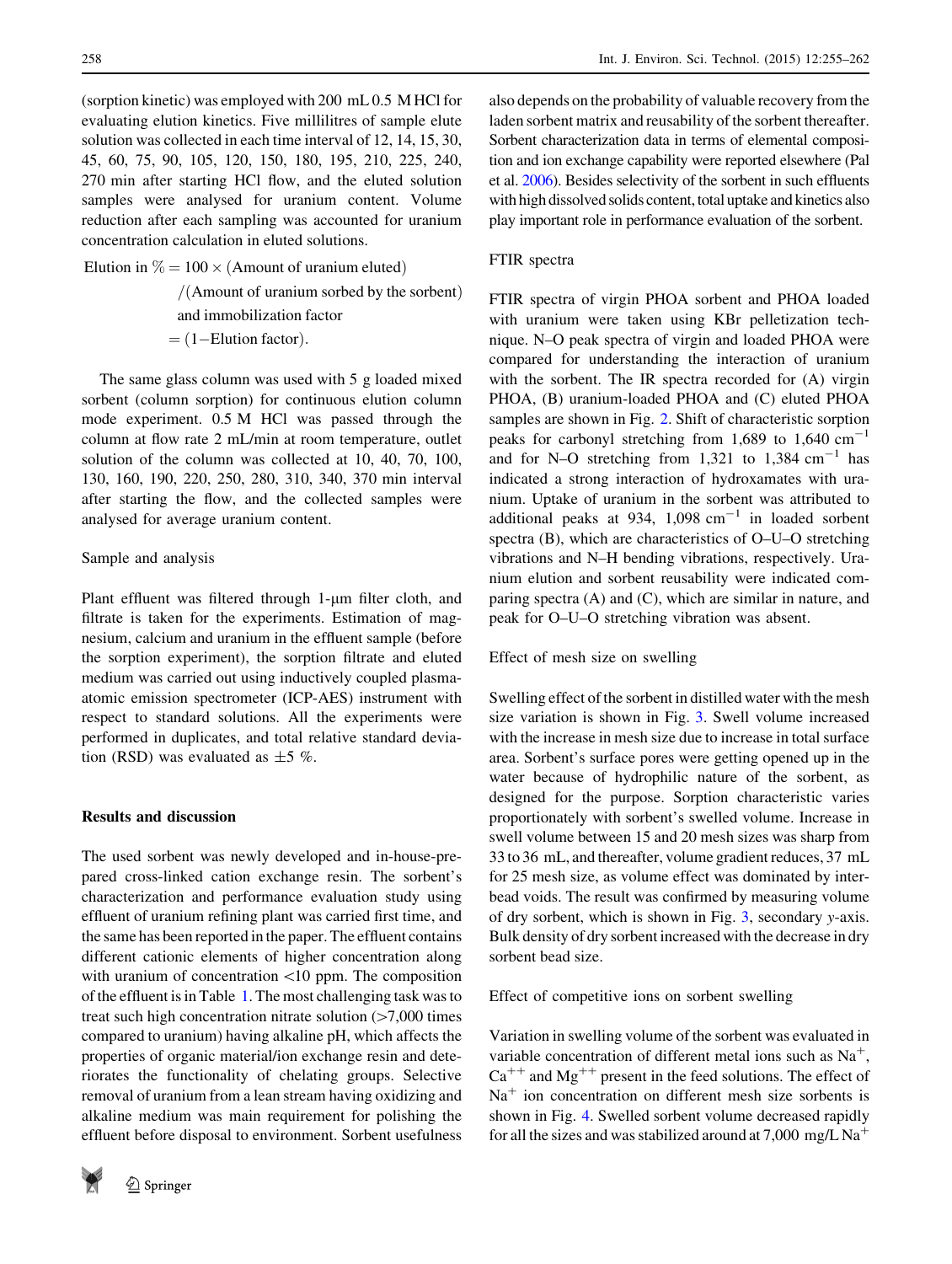(sorption kinetic) was employed with 200 mL 0.5 M HCl for evaluating elution kinetics. Five millilitres of sample elute solution was collected in each time interval of 12, 14, 15, 30, 45, 60, 75, 90, 105, 120, 150, 180, 195, 210, 225, 240, 270 min after starting HCl flow, and the eluted solution samples were analysed for uranium content. Volume reduction after each sampling was accounted for uranium concentration calculation in eluted solutions.

$$\text{Elution in } \% = 100 \times (\text{Amount of uranium eluted}) / (\text{Amount of uranium sorbed by the sorbent})$$

and immobilization factor

$$= (1 - \text{Elution factor}).$$

The same glass column was used with 5 g loaded mixed sorbent (column sorption) for continuous elution column mode experiment. 0.5 M HCl was passed through the column at flow rate 2 mL/min at room temperature, outlet solution of the column was collected at 10, 40, 70, 100, 130, 160, 190, 220, 250, 280, 310, 340, 370 min interval after starting the flow, and the collected samples were analysed for average uranium content.

### Sample and analysis

Plant effluent was filtered through 1-μm filter cloth, and filtrate is taken for the experiments. Estimation of magnesium, calcium and uranium in the effluent sample (before the sorption experiment), the sorption filtrate and eluted medium was carried out using inductively coupled plasma-atomic emission spectrometer (ICP-AES) instrument with respect to standard solutions. All the experiments were performed in duplicates, and total relative standard deviation (RSD) was evaluated as ±5 %.

## Results and discussion

The used sorbent was newly developed and in-house-prepared cross-linked cation exchange resin. The sorbent's characterization and performance evaluation study using effluent of uranium refining plant was carried first time, and the same has been reported in the paper. The effluent contains different cationic elements of higher concentration along with uranium of concentration <10 ppm. The composition of the effluent is in Table 1. The most challenging task was to treat such high concentration nitrate solution (>7,000 times compared to uranium) having alkaline pH, which affects the properties of organic material/ion exchange resin and deteriorates the functionality of chelating groups. Selective removal of uranium from a lean stream having oxidizing and alkaline medium was main requirement for polishing the effluent before disposal to environment. Sorbent usefulness also depends on the probability of valuable recovery from the laden sorbent matrix and reusability of the sorbent thereafter. Sorbent characterization data in terms of elemental composition and ion exchange capability were reported elsewhere (Pal et al. 2006). Besides selectivity of the sorbent in such effluents with high dissolved solids content, total uptake and kinetics also play important role in performance evaluation of the sorbent.

### FTIR spectra

FTIR spectra of virgin PHOA sorbent and PHOA loaded with uranium were taken using KBr pelletization technique. N–O peak spectra of virgin and loaded PHOA were compared for understanding the interaction of uranium with the sorbent. The IR spectra recorded for (A) virgin PHOA, (B) uranium-loaded PHOA and (C) eluted PHOA samples are shown in Fig. 2. Shift of characteristic sorption peaks for carbonyl stretching from 1,689 to 1,640 $cm^{-1}$ and for N–O stretching from 1,321 to 1,384 $cm^{-1}$ has indicated a strong interaction of hydroxamates with uranium. Uptake of uranium in the sorbent was attributed to additional peaks at 934, 1,098 $cm^{-1}$ in loaded sorbent spectra (B), which are characteristics of O–U–O stretching vibrations and N–H bending vibrations, respectively. Uranium elution and sorbent reusability were indicated comparing spectra (A) and (C), which are similar in nature, and peak for O–U–O stretching vibration was absent.

### Effect of mesh size on swelling

Swelling effect of the sorbent in distilled water with the mesh size variation is shown in Fig. 3. Swell volume increased with the increase in mesh size due to increase in total surface area. Sorbent's surface pores were getting opened up in the water because of hydrophilic nature of the sorbent, as designed for the purpose. Sorption characteristic varies proportionately with sorbent's swelled volume. Increase in swell volume between 15 and 20 mesh sizes was sharp from 33 to 36 mL, and thereafter, volume gradient reduces, 37 mL for 25 mesh size, as volume effect was dominated by inter-bead voids. The result was confirmed by measuring volume of dry sorbent, which is shown in Fig. 3, secondary *y*-axis. Bulk density of dry sorbent increased with the decrease in dry sorbent bead size.

### Effect of competitive ions on sorbent swelling

Variation in swelling volume of the sorbent was evaluated in variable concentration of different metal ions such as $Na^{+}$, $Ca^{++}$ and $Mg^{++}$ present in the feed solutions. The effect of $Na^{+}$ ion concentration on different mesh size sorbents is shown in Fig. 4. Swelled sorbent volume decreased rapidly for all the sizes and was stabilized around at 7,000 mg/L $Na^{+}$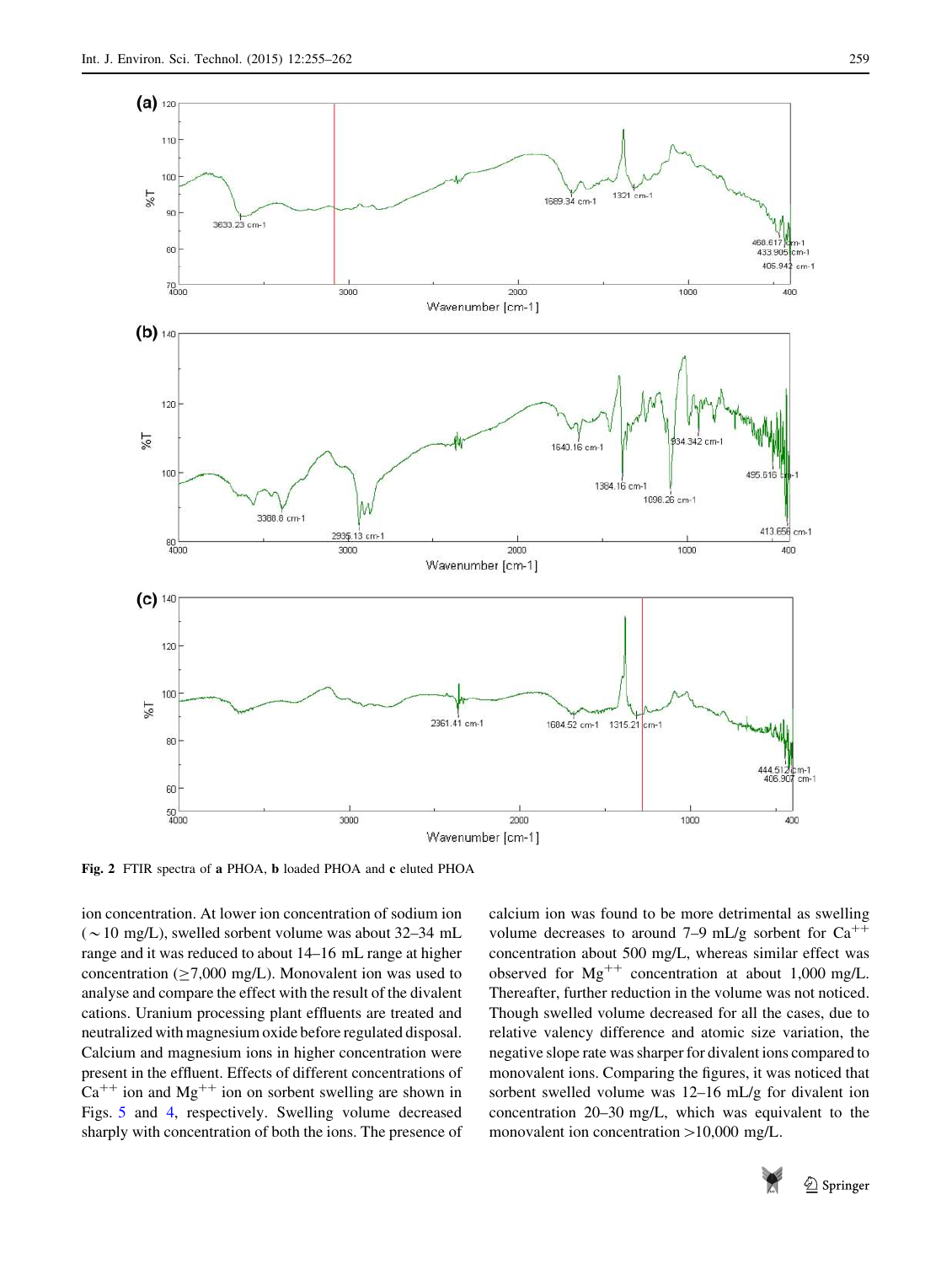Fig. 2 FTIR spectra of **a** PHOA, **b** loaded PHOA and **c** eluted PHOA

ion concentration. At lower ion concentration of sodium ion (~10 mg/L), swelled sorbent volume was about 32–34 mL range and it was reduced to about 14–16 mL range at higher concentration (≥7,000 mg/L). Monovalent ion was used to analyse and compare the effect with the result of the divalent cations. Uranium processing plant effluents are treated and neutralized with magnesium oxide before regulated disposal. Calcium and magnesium ions in higher concentration were present in the effluent. Effects of different concentrations of $Ca^{++}$ ion and $Mg^{++}$ ion on sorbent swelling are shown in Figs. 5 and 4, respectively. Swelling volume decreased sharply with concentration of both the ions. The presence of calcium ion was found to be more detrimental as swelling volume decreases to around 7–9 mL/g sorbent for $Ca^{++}$ concentration about 500 mg/L, whereas similar effect was observed for $Mg^{++}$ concentration at about 1,000 mg/L. Thereafter, further reduction in the volume was not noticed. Though swelled volume decreased for all the cases, due to relative valency difference and atomic size variation, the negative slope rate was sharper for divalent ions compared to monovalent ions. Comparing the figures, it was noticed that sorbent swelled volume was 12–16 mL/g for divalent ion concentration 20–30 mg/L, which was equivalent to the monovalent ion concentration >10,000 mg/L.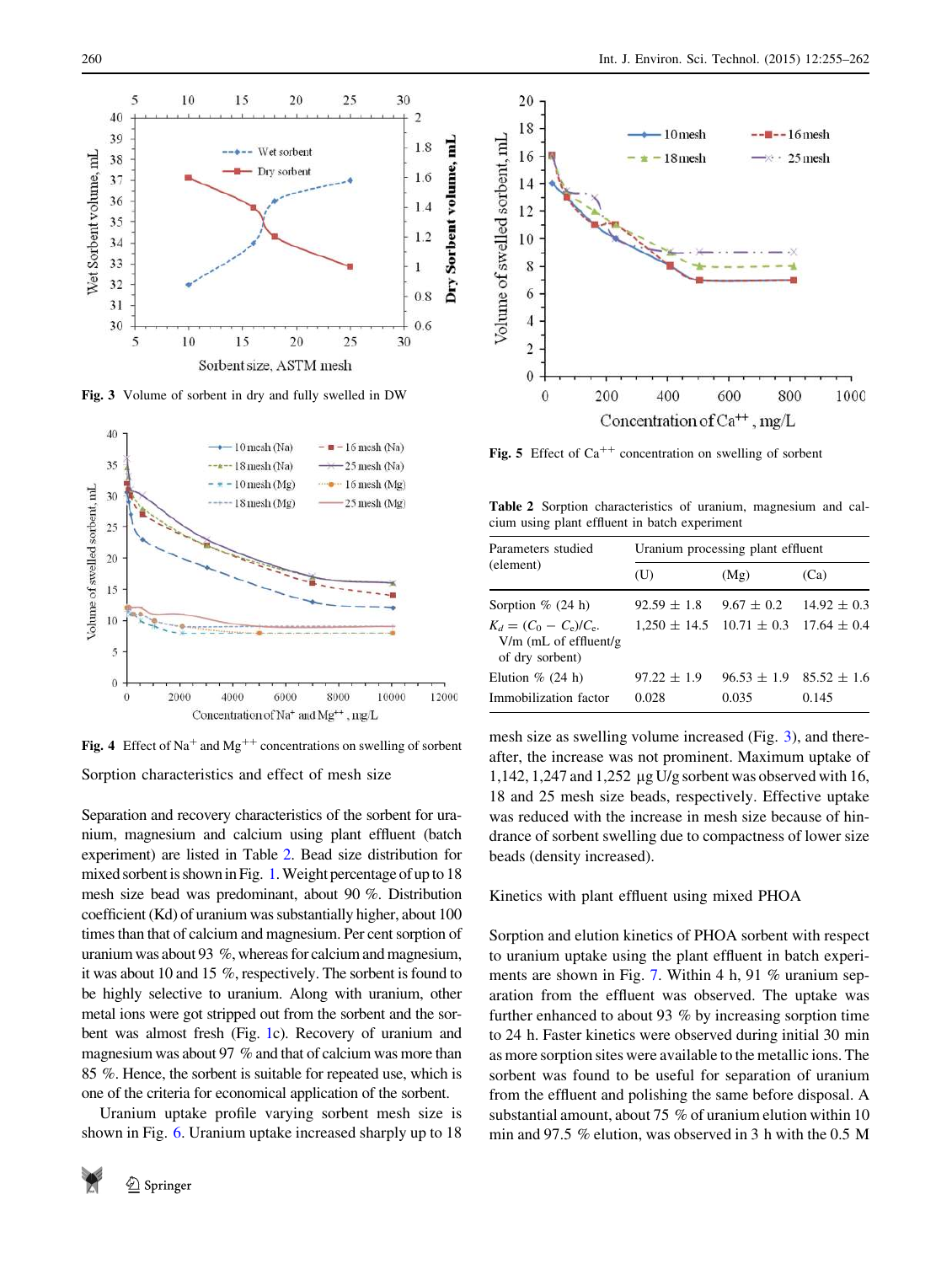Fig. 3 Volume of sorbent in dry and fully swelled in DW

Fig. 4 Effect of $Na^{+}$ and $Mg^{++}$ concentrations on swelling of sorbent

Fig. 5 Effect of $Ca^{++}$ concentration on swelling of sorbent

Table 2 Sorption characteristics of uranium, magnesium and calcium using plant effluent in batch experiment

| Parameters studied (element) | Uranium processing plant effluent | | |
|---|---|---|---|
| | (U) | (Mg) | (Ca) |
| Sorption % (24 h) | 92.59 ± 1.8 | 9.67 ± 0.2 | 14.92 ± 0.3 |
| $K_d = (C_0 - C_e)/C_e$. V/m (mL of effluent/g of dry sorbent) | 1,250 ± 14.5 | 10.71 ± 0.3 | 17.64 ± 0.4 |
| Elution % (24 h) | 97.22 ± 1.9 | 96.53 ± 1.9 | 85.52 ± 1.6 |
| Immobilization factor | 0.028 | 0.035 | 0.145 |

## Sorption characteristics and effect of mesh size

Separation and recovery characteristics of the sorbent for uranium, magnesium and calcium using plant effluent (batch experiment) are listed in Table 2. Bead size distribution for mixed sorbent is shown in Fig. 1. Weight percentage of up to 18 mesh size bead was predominant, about 90 %. Distribution coefficient (Kd) of uranium was substantially higher, about 100 times than that of calcium and magnesium. Per cent sorption of uranium was about 93 %, whereas for calcium and magnesium, it was about 10 and 15 %, respectively. The sorbent is found to be highly selective to uranium. Along with uranium, other metal ions were got stripped out from the sorbent and the sorbent was almost fresh (Fig. 1c). Recovery of uranium and magnesium was about 97 % and that of calcium was more than 85 %. Hence, the sorbent is suitable for repeated use, which is one of the criteria for economical application of the sorbent.

Uranium uptake profile varying sorbent mesh size is shown in Fig. 6. Uranium uptake increased sharply up to 18 mesh size as swelling volume increased (Fig. 3), and thereafter, the increase was not prominent. Maximum uptake of 1,142, 1,247 and 1,252 µg U/g sorbent was observed with 16, 18 and 25 mesh size beads, respectively. Effective uptake was reduced with the increase in mesh size because of hindrance of sorbent swelling due to compactness of lower size beads (density increased).

## Kinetics with plant effluent using mixed PHOA

Sorption and elution kinetics of PHOA sorbent with respect to uranium uptake using the plant effluent in batch experiments are shown in Fig. 7. Within 4 h, 91 % uranium separation from the effluent was observed. The uptake was further enhanced to about 93 % by increasing sorption time to 24 h. Faster kinetics were observed during initial 30 min as more sorption sites were available to the metallic ions. The sorbent was found to be useful for separation of uranium from the effluent and polishing the same before disposal. A substantial amount, about 75 % of uranium elution within 10 min and 97.5 % elution, was observed in 3 h with the 0.5 M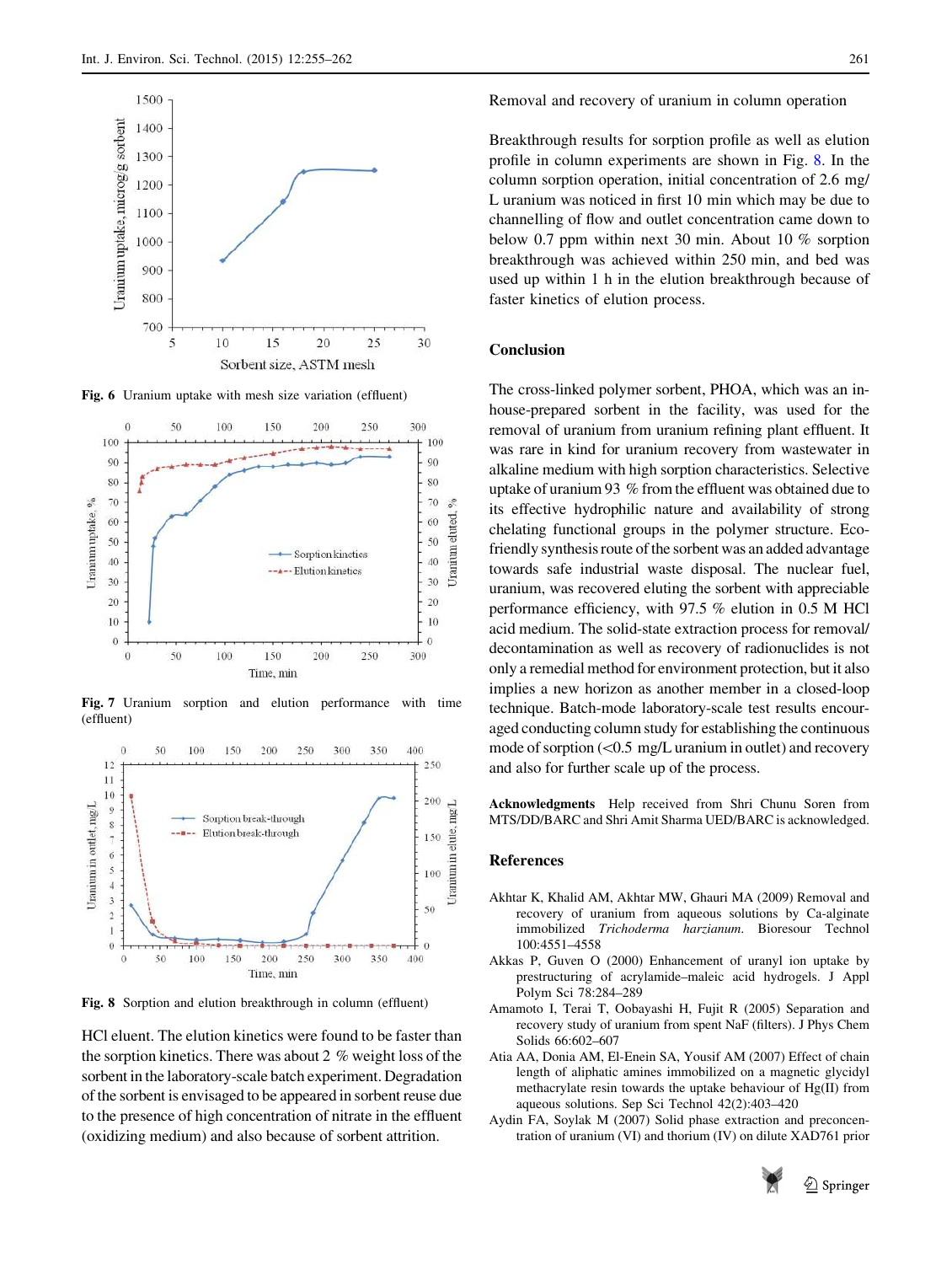Fig. 6 Uranium uptake with mesh size variation (effluent)

Fig. 7 Uranium sorption and elution performance with time (effluent)

Fig. 8 Sorption and elution breakthrough in column (effluent)

HCl eluent. The elution kinetics were found to be faster than the sorption kinetics. There was about 2 % weight loss of the sorbent in the laboratory-scale batch experiment. Degradation of the sorbent is envisaged to be appeared in sorbent reuse due to the presence of high concentration of nitrate in the effluent (oxidizing medium) and also because of sorbent attrition.

Removal and recovery of uranium in column operation

Breakthrough results for sorption profile as well as elution profile in column experiments are shown in Fig. 8. In the column sorption operation, initial concentration of 2.6 mg/L uranium was noticed in first 10 min which may be due to channelling of flow and outlet concentration came down to below 0.7 ppm within next 30 min. About 10 % sorption breakthrough was achieved within 250 min, and bed was used up within 1 h in the elution breakthrough because of faster kinetics of elution process.

## Conclusion

The cross-linked polymer sorbent, PHOA, which was an in-house-prepared sorbent in the facility, was used for the removal of uranium from uranium refining plant effluent. It was rare in kind for uranium recovery from wastewater in alkaline medium with high sorption characteristics. Selective uptake of uranium 93 % from the effluent was obtained due to its effective hydrophilic nature and availability of strong chelating functional groups in the polymer structure. Eco-friendly synthesis route of the sorbent was an added advantage towards safe industrial waste disposal. The nuclear fuel, uranium, was recovered eluting the sorbent with appreciable performance efficiency, with 97.5 % elution in 0.5 M HCl acid medium. The solid-state extraction process for removal/decontamination as well as recovery of radionuclides is not only a remedial method for environment protection, but it also implies a new horizon as another member in a closed-loop technique. Batch-mode laboratory-scale test results encouraged conducting column study for establishing the continuous mode of sorption (<0.5 mg/L uranium in outlet) and recovery and also for further scale up of the process.

**Acknowledgments** Help received from Shri Chunu Soren from MTS/DD/BARC and Shri Amit Sharma UED/BARC is acknowledged.

## References

Akhtar K, Khalid AM, Akhtar MW, Ghauri MA (2009) Removal and recovery of uranium from aqueous solutions by Ca-alginate immobilized *Trichoderma harzianum*. Bioresour Technol 100:4551–4558

Akkas P, Guven O (2000) Enhancement of uranyl ion uptake by prestructuring of acrylamide–maleic acid hydrogels. J Appl Polym Sci 78:284–289

Amamoto I, Terai T, Oobayashi H, Fujit R (2005) Separation and recovery study of uranium from spent NaF (filters). J Phys Chem Solids 66:602–607

Atia AA, Donia AM, El-Enein SA, Yousif AM (2007) Effect of chain length of aliphatic amines immobilized on a magnetic glycidyl methacrylate resin towards the uptake behaviour of Hg(II) from aqueous solutions. Sep Sci Technol 42(2):403–420

Aydin FA, Soylak M (2007) Solid phase extraction and preconcentration of uranium (VI) and thorium (IV) on dilute XAD761 prior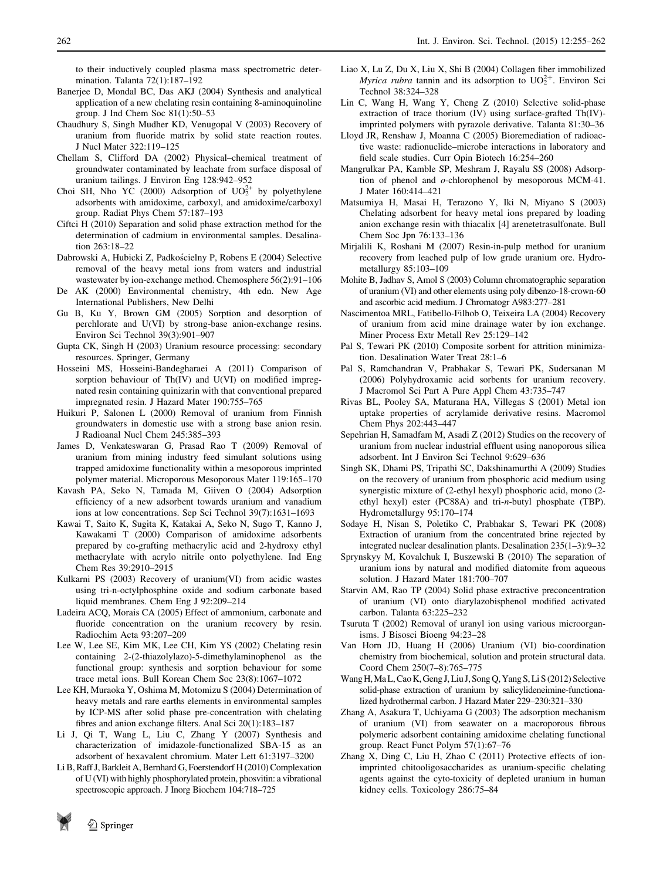to their inductively coupled plasma mass spectrometric determination. Talanta 72(1):187–192

Banerjee D, Mondal BC, Das AKJ (2004) Synthesis and analytical application of a new chelating resin containing 8-aminoquinoline group. J Ind Chem Soc 81(1):50–53

Chaudhury S, Singh Mudher KD, Venugopal V (2003) Recovery of uranium from fluoride matrix by solid state reaction routes. J Nucl Mater 322:119–125

Chellam S, Clifford DA (2002) Physical–chemical treatment of groundwater contaminated by leachate from surface disposal of uranium tailings. J Environ Eng 128:942–952

Choi SH, Nho YC (2000) Adsorption of $UO_2^{2+}$ by polyethylene adsorbents with amidoxime, carboxyl, and amidoxime/carboxyl group. Radiat Phys Chem 57:187–193

Ciftci H (2010) Separation and solid phase extraction method for the determination of cadmium in environmental samples. Desalination 263:18–22

Dabrowski A, Hubicki Z, Padkościelny P, Robens E (2004) Selective removal of the heavy metal ions from waters and industrial wastewater by ion-exchange method. Chemosphere 56(2):91–106

De AK (2000) Environmental chemistry, 4th edn. New Age International Publishers, New Delhi

Gu B, Ku Y, Brown GM (2005) Sorption and desorption of perchlorate and U(VI) by strong-base anion-exchange resins. Environ Sci Technol 39(3):901–907

Gupta CK, Singh H (2003) Uranium resource processing: secondary resources. Springer, Germany

Hosseini MS, Hosseini-Bandegharaei A (2011) Comparison of sorption behaviour of Th(IV) and U(VI) on modified impregnated resin containing quinizarin with that conventional prepared impregnated resin. J Hazard Mater 190:755–765

Huikuri P, Salonen L (2000) Removal of uranium from Finnish groundwaters in domestic use with a strong base anion resin. J Radioanal Nucl Chem 245:385–393

James D, Venkateswaran G, Prasad Rao T (2009) Removal of uranium from mining industry feed simulant solutions using trapped amidoxime functionality within a mesoporous imprinted polymer material. Microporous Mesoporous Mater 119:165–170

Kavash PA, Seko N, Tamada M, Giiven O (2004) Adsorption efficiency of a new adsorbent towards uranium and vanadium ions at low concentrations. Sep Sci Technol 39(7):1631–1693

Kawai T, Saito K, Sugita K, Katakai A, Seko N, Sugo T, Kanno J, Kawakami T (2000) Comparison of amidoxime adsorbents prepared by co-grafting methacrylic acid and 2-hydroxy ethyl methacrylate with acrylo nitrile onto polyethylene. Ind Eng Chem Res 39:2910–2915

Kulkarni PS (2003) Recovery of uranium(VI) from acidic wastes using tri-n-octylphosphine oxide and sodium carbonate based liquid membranes. Chem Eng J 92:209–214

Ladeira ACQ, Morais CA (2005) Effect of ammonium, carbonate and fluoride concentration on the uranium recovery by resin. Radiochim Acta 93:207–209

Lee W, Lee SE, Kim MK, Lee CH, Kim YS (2002) Chelating resin containing 2-(2-thiazolylazo)-5-dimethylaminophenol as the functional group: synthesis and sorption behaviour for some trace metal ions. Bull Korean Chem Soc 23(8):1067–1072

Lee KH, Muraoka Y, Oshima M, Motomizu S (2004) Determination of heavy metals and rare earths elements in environmental samples by ICP-MS after solid phase pre-concentration with chelating fibres and anion exchange filters. Anal Sci 20(1):183–187

Li J, Qi T, Wang L, Liu C, Zhang Y (2007) Synthesis and characterization of imidazole-functionalized SBA-15 as an adsorbent of hexavalent chromium. Mater Lett 61:3197–3200

Li B, Raff J, Barkleit A, Bernhard G, Foerstendorf H (2010) Complexation of U (VI) with highly phosphorylated protein, phosvitin: a vibrational spectroscopic approach. J Inorg Biochem 104:718–725

Liao X, Lu Z, Du X, Liu X, Shi B (2004) Collagen fiber immobilized *Myrica rubra* tannin and its adsorption to $UO_2^{2+}$. Environ Sci Technol 38:324–328

Lin C, Wang H, Wang Y, Cheng Z (2010) Selective solid-phase extraction of trace thorium (IV) using surface-grafted Th(IV)-imprinted polymers with pyrazole derivative. Talanta 81:30–36

Lloyd JR, Renshaw J, Moanna C (2005) Bioremediation of radioactive waste: radionuclide–microbe interactions in laboratory and field scale studies. Curr Opin Biotech 16:254–260

Mangrulkar PA, Kamble SP, Meshram J, Rayalu SS (2008) Adsorption of phenol and *o*-chlorophenol by mesoporous MCM-41. J Mater 160:414–421

Matsumiya H, Masai H, Terazono Y, Iki N, Miyano S (2003) Chelating adsorbent for heavy metal ions prepared by loading anion exchange resin with thiacalix [4] arenetetrasulfonate. Bull Chem Soc Jpn 76:133–136

Mirjalili K, Roshani M (2007) Resin-in-pulp method for uranium recovery from leached pulp of low grade uranium ore. Hydrometallurgy 85:103–109

Mohite B, Jadhav S, Amol S (2003) Column chromatographic separation of uranium (VI) and other elements using poly dibenzo-18-crown-60 and ascorbic acid medium. J Chromatogr A983:277–281

Nascimentoa MRL, Fatibello-Filhob O, Teixeira LA (2004) Recovery of uranium from acid mine drainage water by ion exchange. Miner Process Extr Metall Rev 25:129–142

Pal S, Tewari PK (2010) Composite sorbent for attrition minimization. Desalination Water Treat 28:1–6

Pal S, Ramchandran V, Prabhakar S, Tewari PK, Sudersanan M (2006) Polyhydroxamic acid sorbents for uranium recovery. J Macromol Sci Part A Pure Appl Chem 43:735–747

Rivas BL, Pooley SA, Maturana HA, Villegas S (2001) Metal ion uptake properties of acrylamide derivative resins. Macromol Chem Phys 202:443–447

Sepehrian H, Samadfam M, Asadi Z (2012) Studies on the recovery of uranium from nuclear industrial effluent using nanoporous silica adsorbent. Int J Environ Sci Technol 9:629–636

Singh SK, Dhami PS, Tripathi SC, Dakshinamurthi A (2009) Studies on the recovery of uranium from phosphoric acid medium using synergistic mixture of (2-ethyl hexyl) phosphoric acid, mono (2-ethyl hexyl) ester (PC88A) and tri-*n*-butyl phosphate (TBP). Hydrometallurgy 95:170–174

Sodaye H, Nisan S, Poletiko C, Prabhakar S, Tewari PK (2008) Extraction of uranium from the concentrated brine rejected by integrated nuclear desalination plants. Desalination 235(1–3):9–32

Sprynskyy M, Kovalchuk I, Buszewski B (2010) The separation of uranium ions by natural and modified diatomite from aqueous solution. J Hazard Mater 181:700–707

Starvin AM, Rao TP (2004) Solid phase extractive preconcentration of uranium (VI) onto diarylazobisphenol modified activated carbon. Talanta 63:225–232

Tsuruta T (2002) Removal of uranyl ion using various microorganisms. J Bisosci Bioeng 94:23–28

Van Horn JD, Huang H (2006) Uranium (VI) bio-coordination chemistry from biochemical, solution and protein structural data. Coord Chem 250(7–8):765–775

Wang H, Ma L, Cao K, Geng J, Liu J, Song Q, Yang S, Li S (2012) Selective solid-phase extraction of uranium by salicylideneimine-functionalized hydrothermal carbon. J Hazard Mater 229–230:321–330

Zhang A, Asakura T, Uchiyama G (2003) The adsorption mechanism of uranium (VI) from seawater on a macroporous fibrous polymeric adsorbent containing amidoxime chelating functional group. React Funct Polym 57(1):67–76

Zhang X, Ding C, Liu H, Zhao C (2011) Protective effects of ion-imprinted chitooligosaccharides as uranium-specific chelating agents against the cyto-toxicity of depleted uranium in human kidney cells. Toxicology 286:75–84